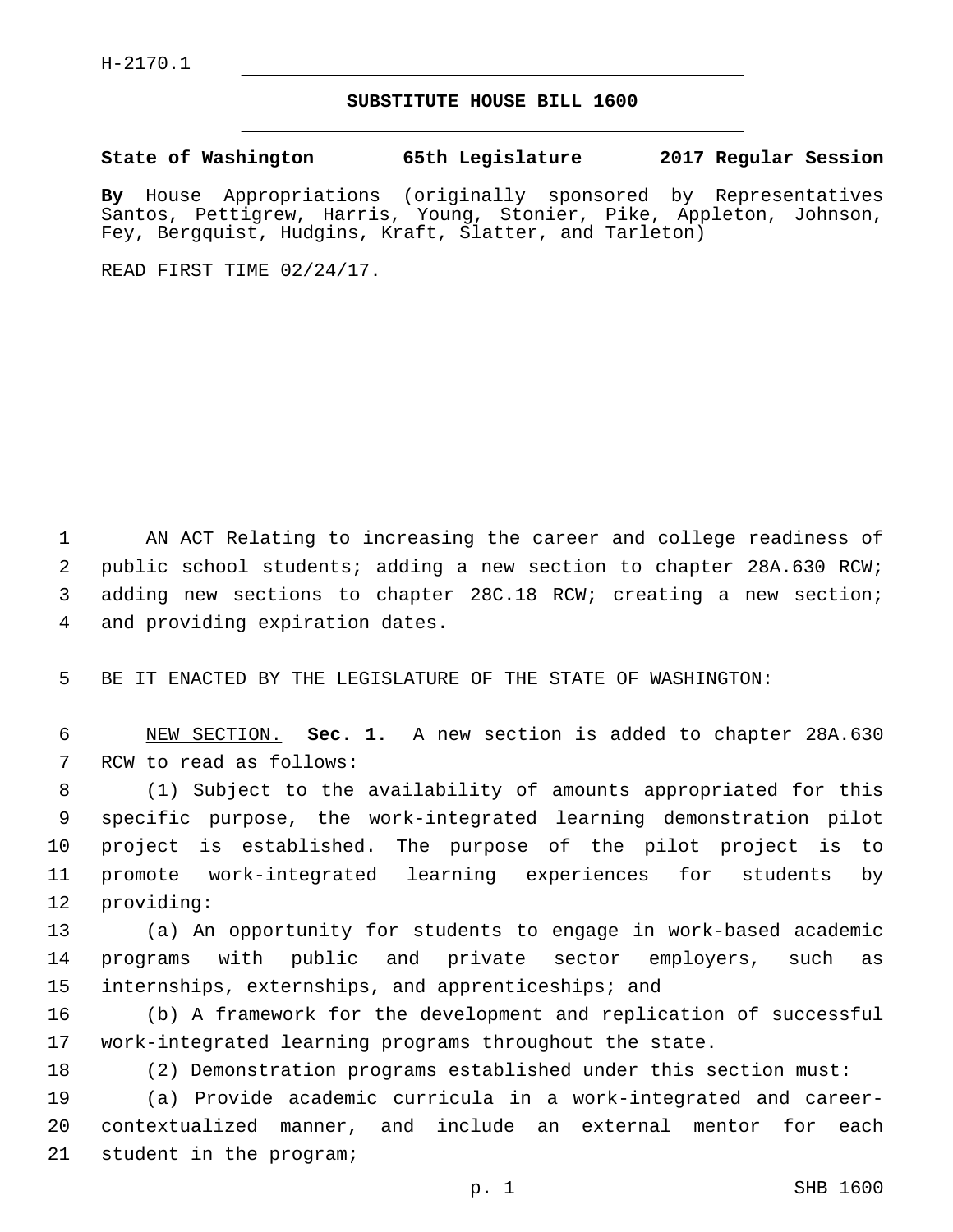H-2170.1

# SUBSTITUTE HOUSE BILL 1600

**State of Washington 65th Legislature 2017 Regular Session**

**By** House Appropriations (originally sponsored by Representatives Santos, Pettigrew, Harris, Young, Stonier, Pike, Appleton, Johnson, Fey, Bergquist, Hudgins, Kraft, Slatter, and Tarleton)

READ FIRST TIME 02/24/17.

AN ACT Relating to increasing the career and college readiness of public school students; adding a new section to chapter 28A.630 RCW; adding new sections to chapter 28C.18 RCW; creating a new section; and providing expiration dates.

BE IT ENACTED BY THE LEGISLATURE OF THE STATE OF WASHINGTON:

NEW SECTION. **Sec. 1.** A new section is added to chapter 28A.630 RCW to read as follows:

(1) Subject to the availability of amounts appropriated for this specific purpose, the work-integrated learning demonstration pilot project is established. The purpose of the pilot project is to promote work-integrated learning experiences for students by providing:

(a) An opportunity for students to engage in work-based academic programs with public and private sector employers, such as internships, externships, and apprenticeships; and

(b) A framework for the development and replication of successful work-integrated learning programs throughout the state.

(2) Demonstration programs established under this section must:

(a) Provide academic curricula in a work-integrated and career-contextualized manner, and include an external mentor for each student in the program;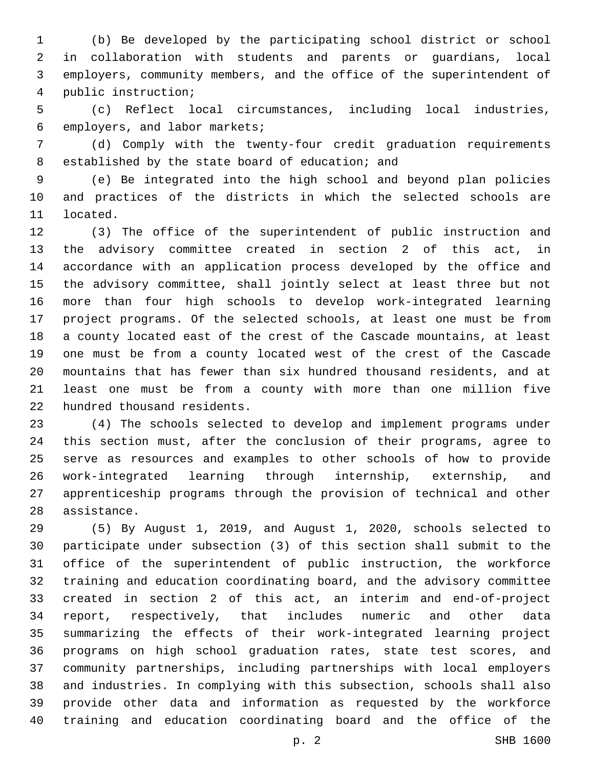(b) Be developed by the participating school district or school in collaboration with students and parents or guardians, local employers, community members, and the office of the superintendent of public instruction;

(c) Reflect local circumstances, including local industries, employers, and labor markets;

(d) Comply with the twenty-four credit graduation requirements established by the state board of education; and

(e) Be integrated into the high school and beyond plan policies and practices of the districts in which the selected schools are located.

(3) The office of the superintendent of public instruction and the advisory committee created in section 2 of this act, in accordance with an application process developed by the office and the advisory committee, shall jointly select at least three but not more than four high schools to develop work-integrated learning project programs. Of the selected schools, at least one must be from a county located east of the crest of the Cascade mountains, at least one must be from a county located west of the crest of the Cascade mountains that has fewer than six hundred thousand residents, and at least one must be from a county with more than one million five hundred thousand residents.

(4) The schools selected to develop and implement programs under this section must, after the conclusion of their programs, agree to serve as resources and examples to other schools of how to provide work-integrated learning through internship, externship, and apprenticeship programs through the provision of technical and other assistance.

(5) By August 1, 2019, and August 1, 2020, schools selected to participate under subsection (3) of this section shall submit to the office of the superintendent of public instruction, the workforce training and education coordinating board, and the advisory committee created in section 2 of this act, an interim and end-of-project report, respectively, that includes numeric and other data summarizing the effects of their work-integrated learning project programs on high school graduation rates, state test scores, and community partnerships, including partnerships with local employers and industries. In complying with this subsection, schools shall also provide other data and information as requested by the workforce training and education coordinating board and the office of the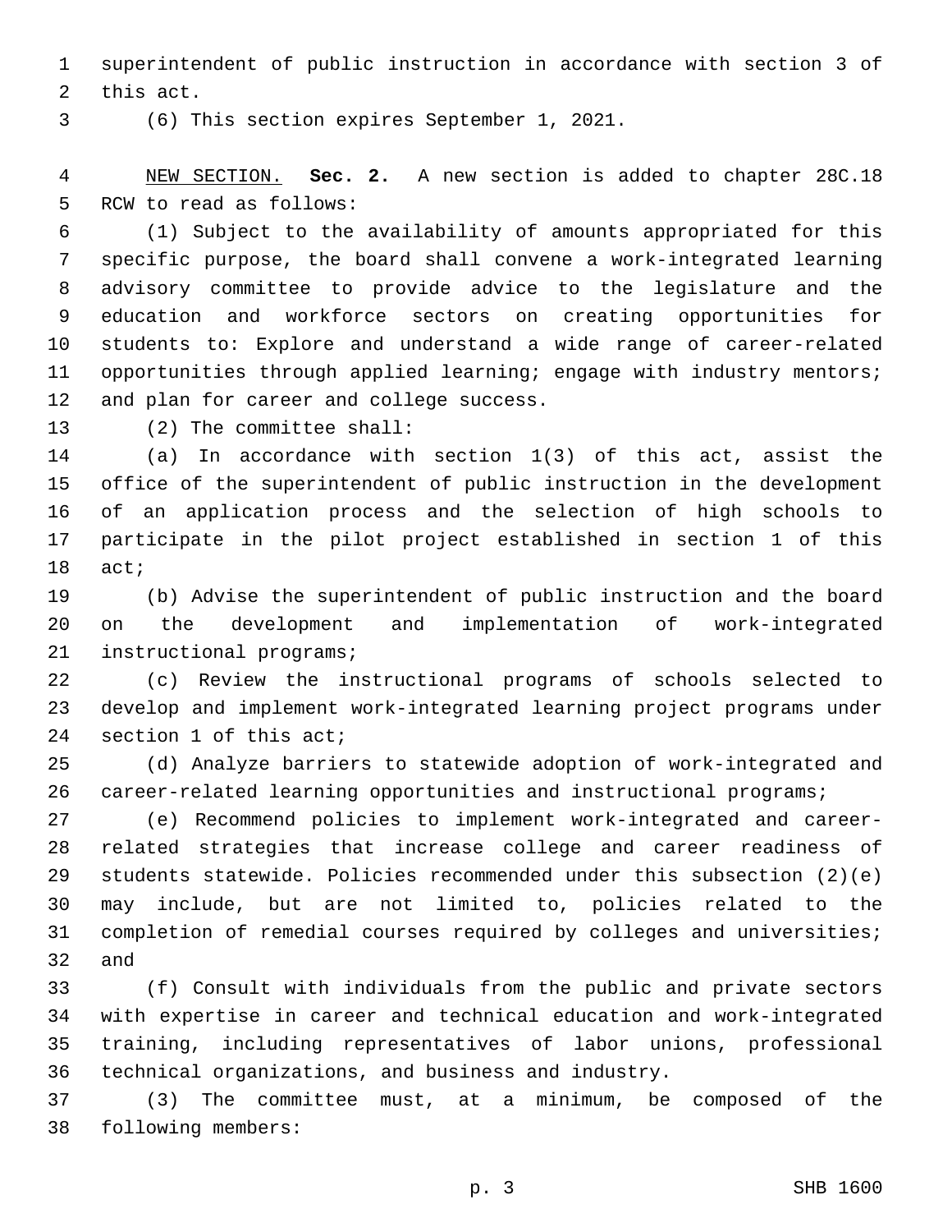superintendent of public instruction in accordance with section 3 of this act.

(6) This section expires September 1, 2021.

NEW SECTION. **Sec. 2.** A new section is added to chapter 28C.18 RCW to read as follows:

(1) Subject to the availability of amounts appropriated for this specific purpose, the board shall convene a work-integrated learning advisory committee to provide advice to the legislature and the education and workforce sectors on creating opportunities for students to: Explore and understand a wide range of career-related opportunities through applied learning; engage with industry mentors; and plan for career and college success.

(2) The committee shall:

(a) In accordance with section 1(3) of this act, assist the office of the superintendent of public instruction in the development of an application process and the selection of high schools to participate in the pilot project established in section 1 of this act;

(b) Advise the superintendent of public instruction and the board on the development and implementation of work-integrated instructional programs;

(c) Review the instructional programs of schools selected to develop and implement work-integrated learning project programs under section 1 of this act;

(d) Analyze barriers to statewide adoption of work-integrated and career-related learning opportunities and instructional programs;

(e) Recommend policies to implement work-integrated and career-related strategies that increase college and career readiness of students statewide. Policies recommended under this subsection (2)(e) may include, but are not limited to, policies related to the completion of remedial courses required by colleges and universities; and

(f) Consult with individuals from the public and private sectors with expertise in career and technical education and work-integrated training, including representatives of labor unions, professional technical organizations, and business and industry.

(3) The committee must, at a minimum, be composed of the following members: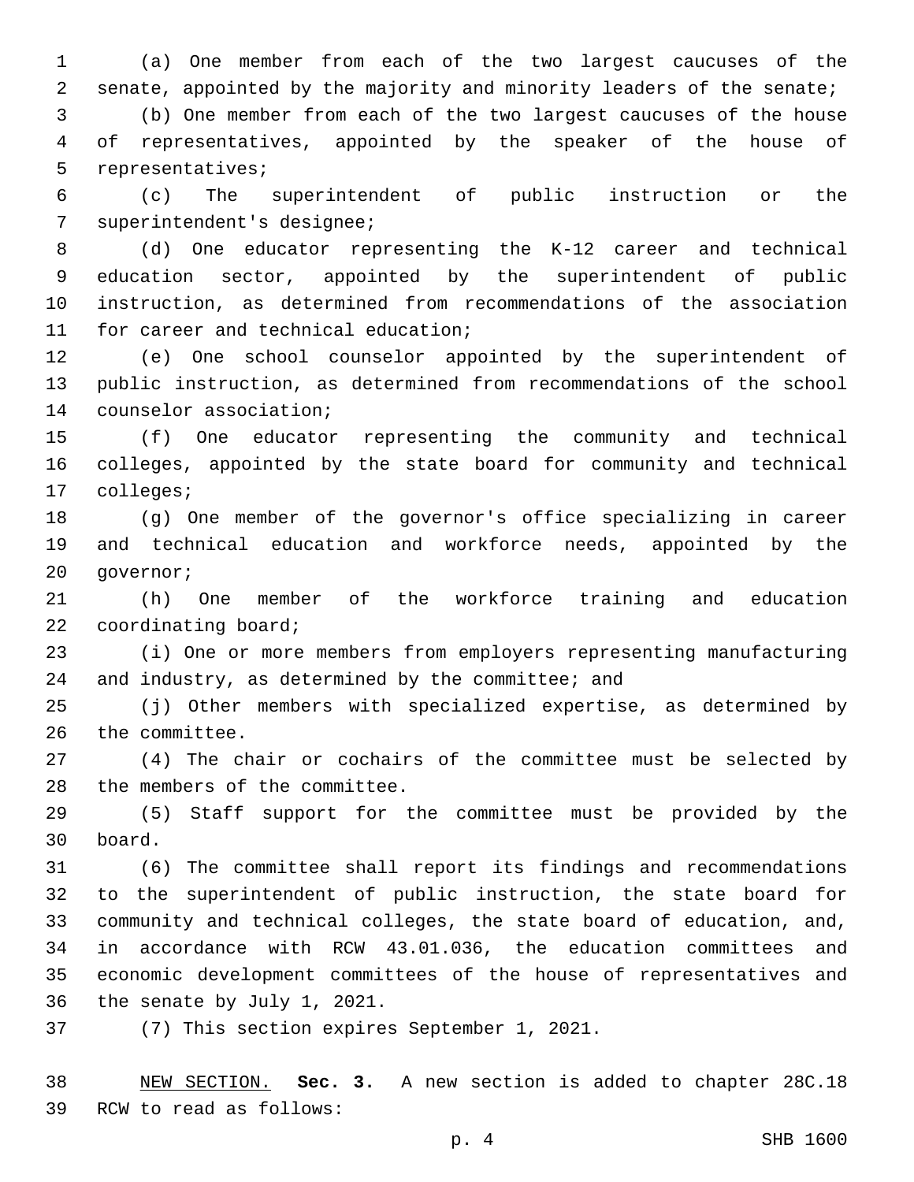(a) One member from each of the two largest caucuses of the senate, appointed by the majority and minority leaders of the senate;

(b) One member from each of the two largest caucuses of the house of representatives, appointed by the speaker of the house of representatives;

(c) The superintendent of public instruction or the superintendent's designee;

(d) One educator representing the K-12 career and technical education sector, appointed by the superintendent of public instruction, as determined from recommendations of the association for career and technical education;

(e) One school counselor appointed by the superintendent of public instruction, as determined from recommendations of the school counselor association;

(f) One educator representing the community and technical colleges, appointed by the state board for community and technical colleges;

(g) One member of the governor's office specializing in career and technical education and workforce needs, appointed by the governor;

(h) One member of the workforce training and education coordinating board;

(i) One or more members from employers representing manufacturing and industry, as determined by the committee; and

(j) Other members with specialized expertise, as determined by the committee.

(4) The chair or cochairs of the committee must be selected by the members of the committee.

(5) Staff support for the committee must be provided by the board.

(6) The committee shall report its findings and recommendations to the superintendent of public instruction, the state board for community and technical colleges, the state board of education, and, in accordance with RCW 43.01.036, the education committees and economic development committees of the house of representatives and the senate by July 1, 2021.

(7) This section expires September 1, 2021.

NEW SECTION. **Sec. 3.** A new section is added to chapter 28C.18 RCW to read as follows: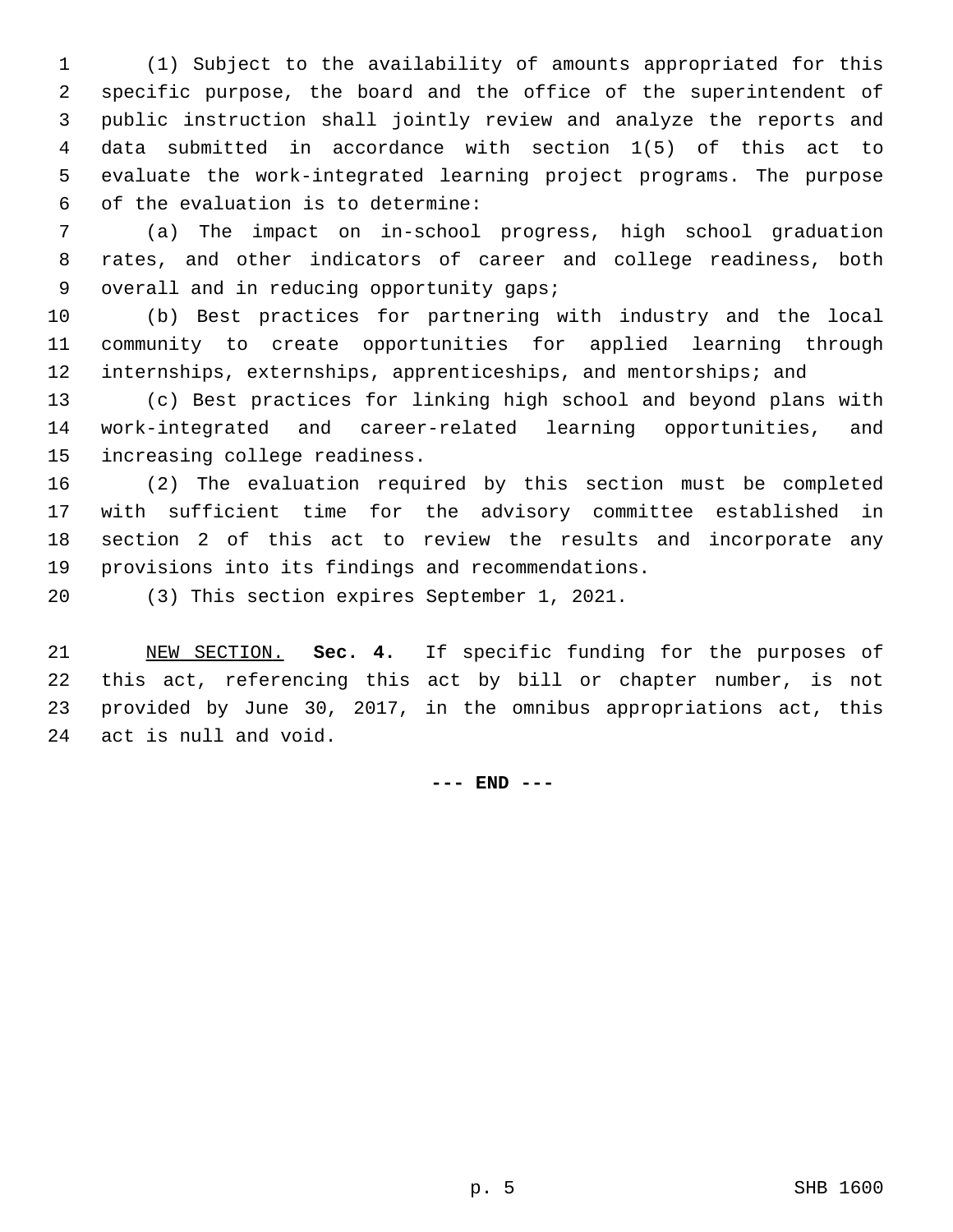(1) Subject to the availability of amounts appropriated for this specific purpose, the board and the office of the superintendent of public instruction shall jointly review and analyze the reports and data submitted in accordance with section 1(5) of this act to evaluate the work-integrated learning project programs. The purpose of the evaluation is to determine:

(a) The impact on in-school progress, high school graduation rates, and other indicators of career and college readiness, both overall and in reducing opportunity gaps;

(b) Best practices for partnering with industry and the local community to create opportunities for applied learning through internships, externships, apprenticeships, and mentorships; and

(c) Best practices for linking high school and beyond plans with work-integrated and career-related learning opportunities, and increasing college readiness.

(2) The evaluation required by this section must be completed with sufficient time for the advisory committee established in section 2 of this act to review the results and incorporate any provisions into its findings and recommendations.

(3) This section expires September 1, 2021.

NEW SECTION. **Sec. 4.** If specific funding for the purposes of this act, referencing this act by bill or chapter number, is not provided by June 30, 2017, in the omnibus appropriations act, this act is null and void.

**--- END ---**